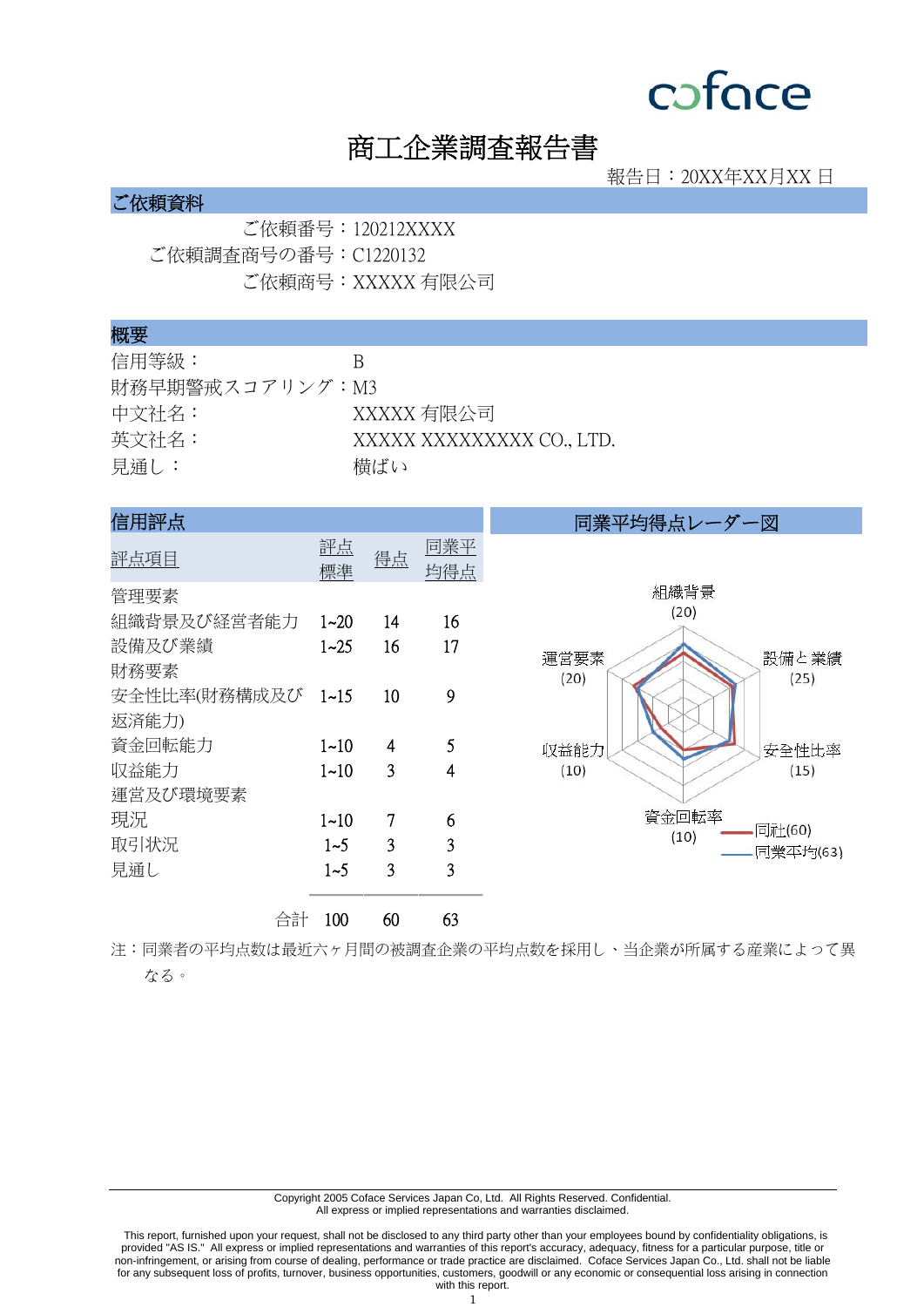# 商工企業調査報告書

報告日：20XX年XX月XX 日

## ご依頼資料

ご依頼番号：120212XXXX
ご依頼調査商号の番号：C1220132
ご依頼商号：XXXXX 有限公司

## 概要

信用等級：B
財務早期警戒スコアリング：M3
中文社名：XXXXX 有限公司
英文社名：XXXXX XXXXXXXXX CO., LTD.
見通し：横ばい

## 信用評点

| 評点項目 | 評点標準 | 得点 | 同業平均得点 |
|---|---|---|---|
| 管理要素 | | | |
| 組織背景及び経営者能力 | 1~20 | 14 | 16 |
| 設備及び業績 | 1~25 | 16 | 17 |
| 財務要素 | | | |
| 安全性比率(財務構成及び返済能力) | 1~15 | 10 | 9 |
| 資金回転能力 | 1~10 | 4 | 5 |
| 収益能力 | 1~10 | 3 | 4 |
| 運営及び環境要素 | | | |
| 現況 | 1~10 | 7 | 6 |
| 取引状況 | 1~5 | 3 | 3 |
| 見通し | 1~5 | 3 | 3 |
| 合計 | 100 | 60 | 63 |

## 同業平均得点レーダー図

組織背景 (20)
設備と業績 (25)
安全性比率 (15)
資金回転率 (10)
収益能力 (10)
運営要素 (20)

同社(60)
同業平均(63)

注：同業者の平均点数は最近六ヶ月間の被調査企業の平均点数を採用し、当企業が所属する産業によって異なる。

Copyright 2005 Coface Services Japan Co, Ltd. All Rights Reserved. Confidential.
All express or implied representations and warranties disclaimed.

This report, furnished upon your request, shall not be disclosed to any third party other than your employees bound by confidentiality obligations, is provided "AS IS." All express or implied representations and warranties of this report's accuracy, adequacy, fitness for a particular purpose, title or non-infringement, or arising from course of dealing, performance or trade practice are disclaimed. Coface Services Japan Co., Ltd. shall not be liable for any subsequent loss of profits, turnover, business opportunities, customers, goodwill or any economic or consequential loss arising in connection with this report.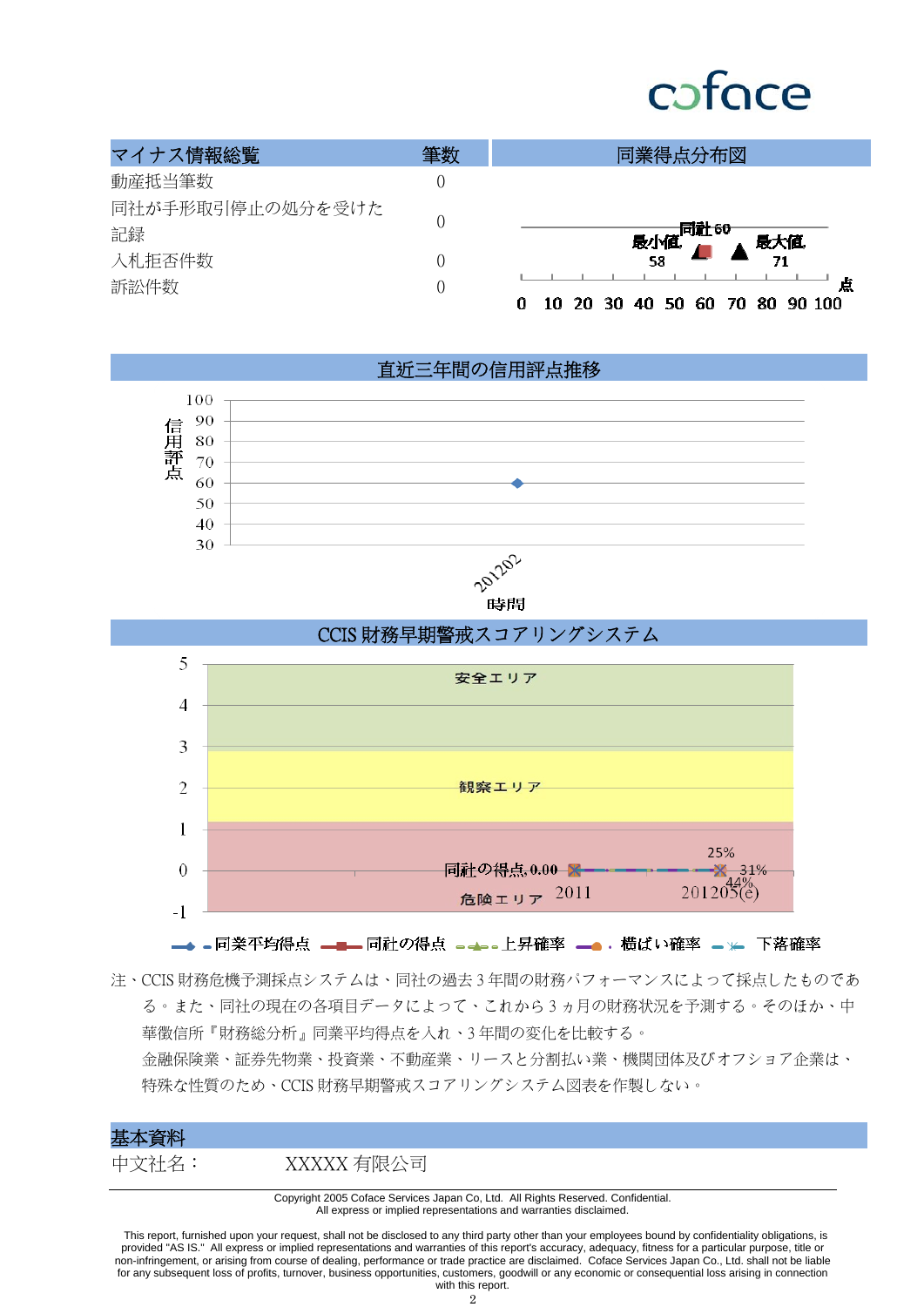| マイナス情報総覧 | 筆数 |
|---|---|
| 動産抵当筆数 | 0 |
| 同社が手形取引停止の処分を受けた記録 | 0 |
| 入札拒否件数 | 0 |
| 訴訟件数 | 0 |

## 同業得点分布図

最小値 58　同社 60　最大値 71

点: 0 10 20 30 40 50 60 70 80 90 100

## 直近三年間の信用評点推移

信用評点: 100 90 80 70 60 50 40 30

時間: 201202

## CCIS 財務早期警戒スコアリングシステム

安全エリア

観察エリア

危険エリア

同社の得点, 0.00

2011　201205(e)

25%　31%　44%

同業平均得点　同社の得点　上昇確率　横ばい確率　下落確率

注、CCIS 財務危機予測採点システムは、同社の過去 3 年間の財務パフォーマンスによって採点したものである。また、同社の現在の各項目データによって、これから 3 ヵ月の財務状況を予測する。そのほか、中華徴信所『財務総分析』同業平均得点を入れ、3 年間の変化を比較する。

金融保険業、証券先物業、投資業、不動産業、リースと分割払い業、機関団体及びオフショア企業は、特殊な性質のため、CCIS 財務早期警戒スコアリングシステム図表を作製しない。

## 基本資料

中文社名：　XXXXX 有限公司

Copyright 2005 Coface Services Japan Co, Ltd. All Rights Reserved. Confidential.
All express or implied representations and warranties disclaimed.

This report, furnished upon your request, shall not be disclosed to any third party other than your employees bound by confidentiality obligations, is provided "AS IS." All express or implied representations and warranties of this report's accuracy, adequacy, fitness for a particular purpose, title or non-infringement, or arising from course of dealing, performance or trade practice are disclaimed. Coface Services Japan Co., Ltd. shall not be liable for any subsequent loss of profits, turnover, business opportunities, customers, goodwill or any economic or consequential loss arising in connection with this report.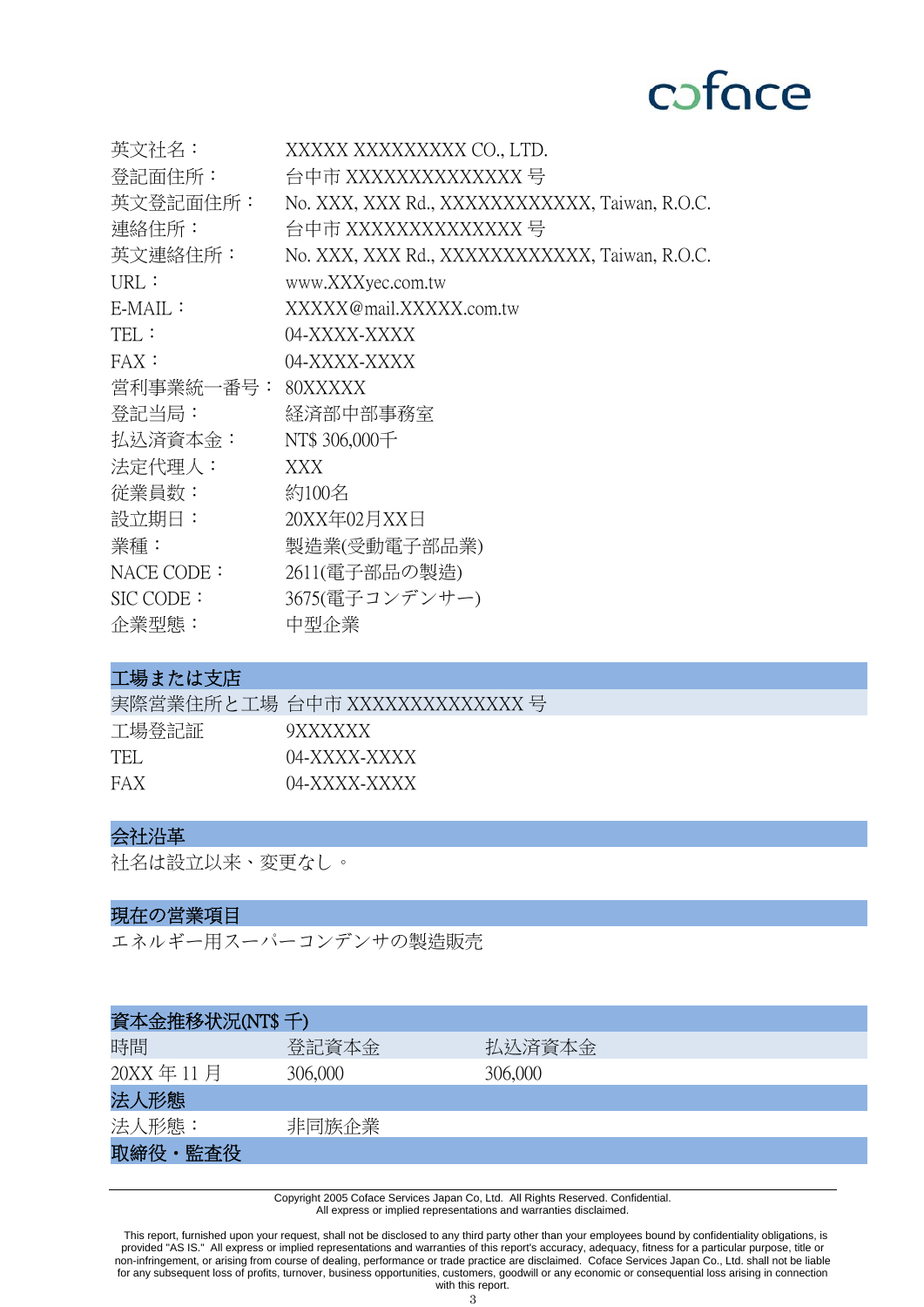| | |
|---|---|
| 英文社名： | XXXXX XXXXXXXXX CO., LTD. |
| 登記面住所： | 台中市 XXXXXXXXXXXXXX 号 |
| 英文登記面住所： | No. XXX, XXX Rd., XXXXXXXXXXXX, Taiwan, R.O.C. |
| 連絡住所： | 台中市 XXXXXXXXXXXXXX 号 |
| 英文連絡住所： | No. XXX, XXX Rd., XXXXXXXXXXXX, Taiwan, R.O.C. |
| URL： | www.XXXyec.com.tw |
| E-MAIL： | XXXXX@mail.XXXXX.com.tw |
| TEL： | 04-XXXX-XXXX |
| FAX： | 04-XXXX-XXXX |
| 営利事業統一番号： | 80XXXXX |
| 登記当局： | 経済部中部事務室 |
| 払込済資本金： | NT$ 306,000千 |
| 法定代理人： | XXX |
| 従業員数： | 約100名 |
| 設立期日： | 20XX年02月XX日 |
| 業種： | 製造業(受動電子部品業) |
| NACE CODE： | 2611(電子部品の製造) |
| SIC CODE： | 3675(電子コンデンサー) |
| 企業型態： | 中型企業 |

## 工場または支店

| | |
|---|---|
| 実際営業住所と工場 | 台中市 XXXXXXXXXXXXXX 号 |
| 工場登記証 | 9XXXXXX |
| TEL | 04-XXXX-XXXX |
| FAX | 04-XXXX-XXXX |

## 会社沿革

社名は設立以来、変更なし。

## 現在の営業項目

エネルギー用スーパーコンデンサの製造販売

## 資本金推移状況(NT$ 千)

| 時間 | 登記資本金 | 払込済資本金 |
|---|---|---|
| 20XX 年 11 月 | 306,000 | 306,000 |

## 法人形態

| | |
|---|---|
| 法人形態： | 非同族企業 |

## 取締役・監査役

Copyright 2005 Coface Services Japan Co, Ltd. All Rights Reserved. Confidential.
All express or implied representations and warranties disclaimed.

This report, furnished upon your request, shall not be disclosed to any third party other than your employees bound by confidentiality obligations, is provided "AS IS." All express or implied representations and warranties of this report's accuracy, adequacy, fitness for a particular purpose, title or non-infringement, or arising from course of dealing, performance or trade practice are disclaimed. Coface Services Japan Co., Ltd. shall not be liable for any subsequent loss of profits, turnover, business opportunities, customers, goodwill or any economic or consequential loss arising in connection with this report.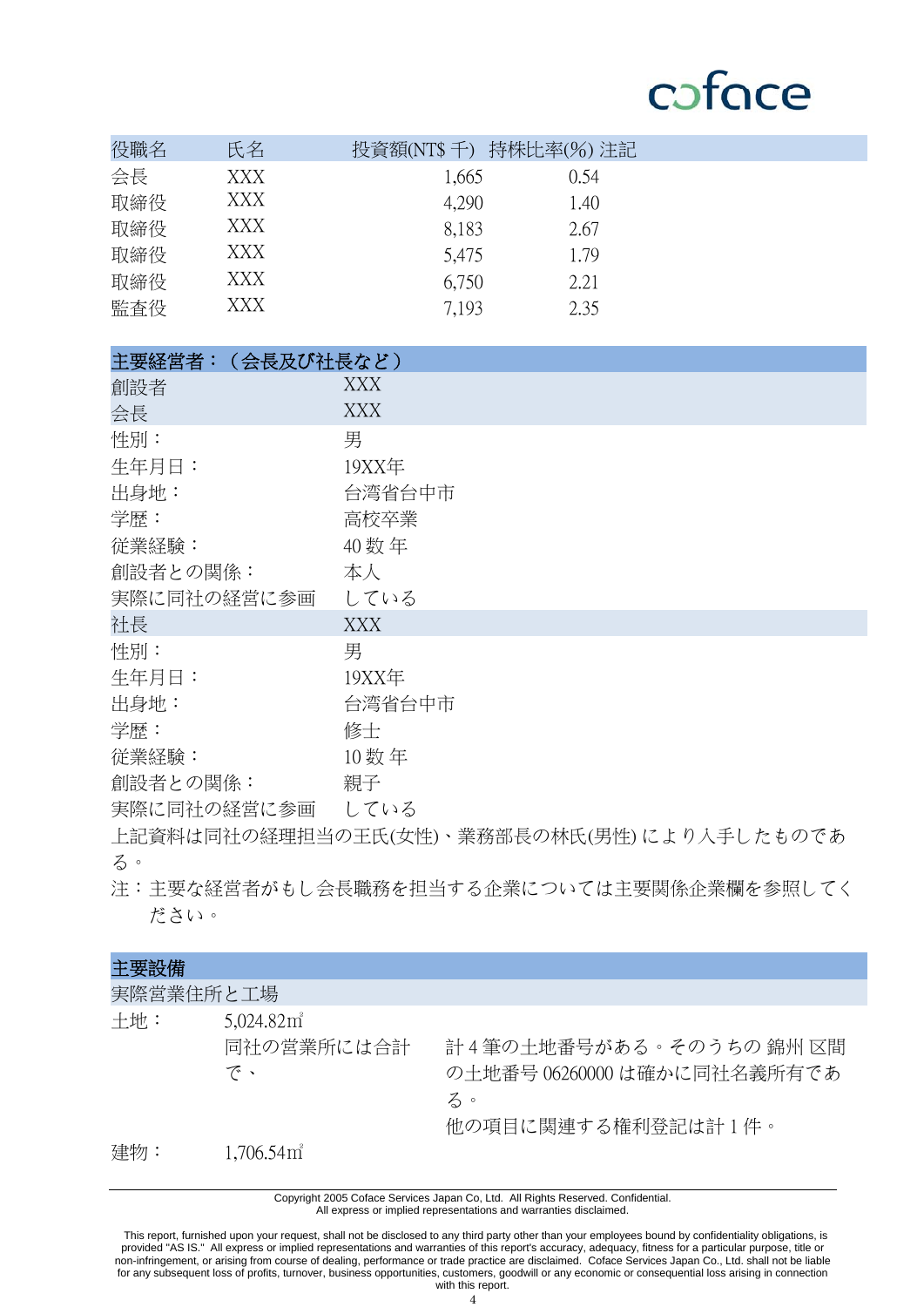| 役職名 | 氏名 | 投資額(NT$ 千) | 持株比率(%) | 注記 |
|---|---|---|---|---|
| 会長 | XXX | 1,665 | 0.54 | |
| 取締役 | XXX | 4,290 | 1.40 | |
| 取締役 | XXX | 8,183 | 2.67 | |
| 取締役 | XXX | 5,475 | 1.79 | |
| 取締役 | XXX | 6,750 | 2.21 | |
| 監査役 | XXX | 7,193 | 2.35 | |

## 主要経営者：（会長及び社長など）

| | |
|---|---|
| 創設者 | XXX |
| 会長 | XXX |
| 性別： | 男 |
| 生年月日： | 19XX年 |
| 出身地： | 台湾省台中市 |
| 学歴： | 高校卒業 |
| 従業経験： | 40 数 年 |
| 創設者との関係： | 本人 |
| 実際に同社の経営に参画 | している |
| 社長 | XXX |
| 性別： | 男 |
| 生年月日： | 19XX年 |
| 出身地： | 台湾省台中市 |
| 学歴： | 修士 |
| 従業経験： | 10 数 年 |
| 創設者との関係： | 親子 |
| 実際に同社の経営に参画 | している |

上記資料は同社の経理担当の王氏(女性)、業務部長の林氏(男性) により入手したものである。

注：主要な経営者がもし会長職務を担当する企業については主要関係企業欄を参照してください。

## 主要設備

実際営業住所と工場

| | | |
|---|---|---|
| 土地： | 5,024.82㎡ | |
| | 同社の営業所には合計で、 | 計 4 筆の土地番号がある。そのうちの 錦州 区間の土地番号 06260000 は確かに同社名義所有である。<br>他の項目に関連する権利登記は計 1 件。 |
| 建物： | 1,706.54㎡ | |

Copyright 2005 Coface Services Japan Co, Ltd. All Rights Reserved. Confidential.
All express or implied representations and warranties disclaimed.

This report, furnished upon your request, shall not be disclosed to any third party other than your employees bound by confidentiality obligations, is provided "AS IS." All express or implied representations and warranties of this report's accuracy, adequacy, fitness for a particular purpose, title or non-infringement, or arising from course of dealing, performance or trade practice are disclaimed. Coface Services Japan Co., Ltd. shall not be liable for any subsequent loss of profits, turnover, business opportunities, customers, goodwill or any economic or consequential loss arising in connection with this report.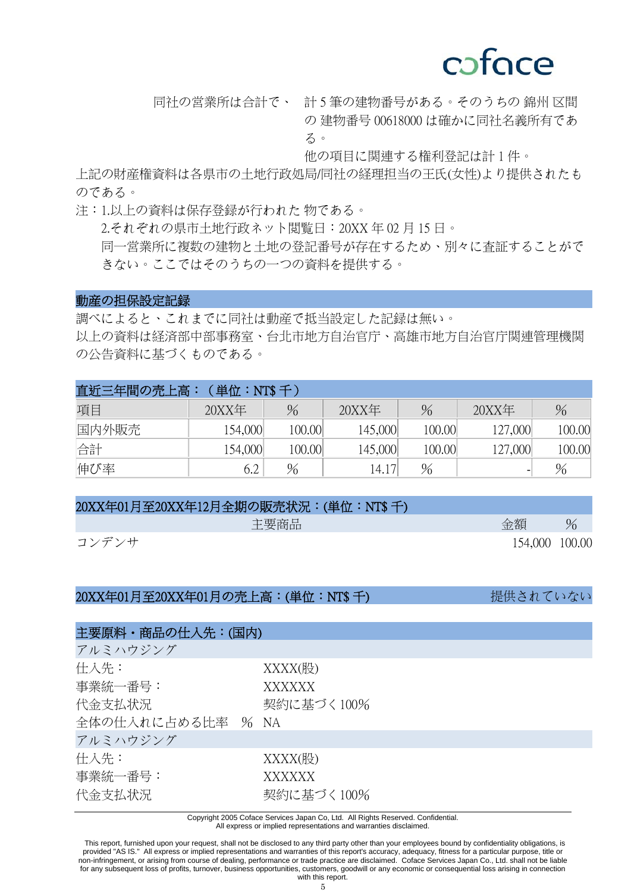同社の営業所は合計で、　計 5 筆の建物番号がある。そのうちの 錦州 区間の 建物番号 00618000 は確かに同社名義所有である。

他の項目に関連する権利登記は計 1 件。

上記の財産権資料は各県市の土地行政処局/同社の経理担当の王氏(女性)より提供されたものである。

注：1.以上の資料は保存登録が行われた 物である。

2.それぞれの県市土地行政ネット閲覧日：20XX 年 02 月 15 日。

同一営業所に複数の建物と土地の登記番号が存在するため、別々に査証することができない。ここではそのうちの一つの資料を提供する。

## 動産の担保設定記録

調べによると、これまでに同社は動産で抵当設定した記録は無い。

以上の資料は経済部中部事務室、台北市地方自治官庁、高雄市地方自治官庁関連管理機関の公告資料に基づくものである。

## 直近三年間の売上高：（単位：NT$ 千）

| 項目 | 20XX年 | % | 20XX年 | % | 20XX年 | % |
|---|---|---|---|---|---|---|
| 国内外販売 | 154,000 | 100.00 | 145,000 | 100.00 | 127,000 | 100.00 |
| 合計 | 154,000 | 100.00 | 145,000 | 100.00 | 127,000 | 100.00 |
| 伸び率 | 6.2 | % | 14.17 | % | - | % |

## 20XX年01月至20XX年12月全期の販売状況：(単位：NT$ 千)

| 主要商品 | 金額 | % |
|---|---|---|
| コンデンサ | 154,000 | 100.00 |

## 20XX年01月至20XX年01月の売上高：(単位：NT$ 千)

提供されていない

## 主要原料・商品の仕入先：(国内)

**アルミハウジング**

| | |
|---|---|
| 仕入先： | XXXX(股) |
| 事業統一番号： | XXXXXX |
| 代金支払状況 | 契約に基づく 100% |
| 全体の仕入れに占める比率　% | NA |

**アルミハウジング**

| | |
|---|---|
| 仕入先： | XXXX(股) |
| 事業統一番号： | XXXXXX |
| 代金支払状況 | 契約に基づく 100% |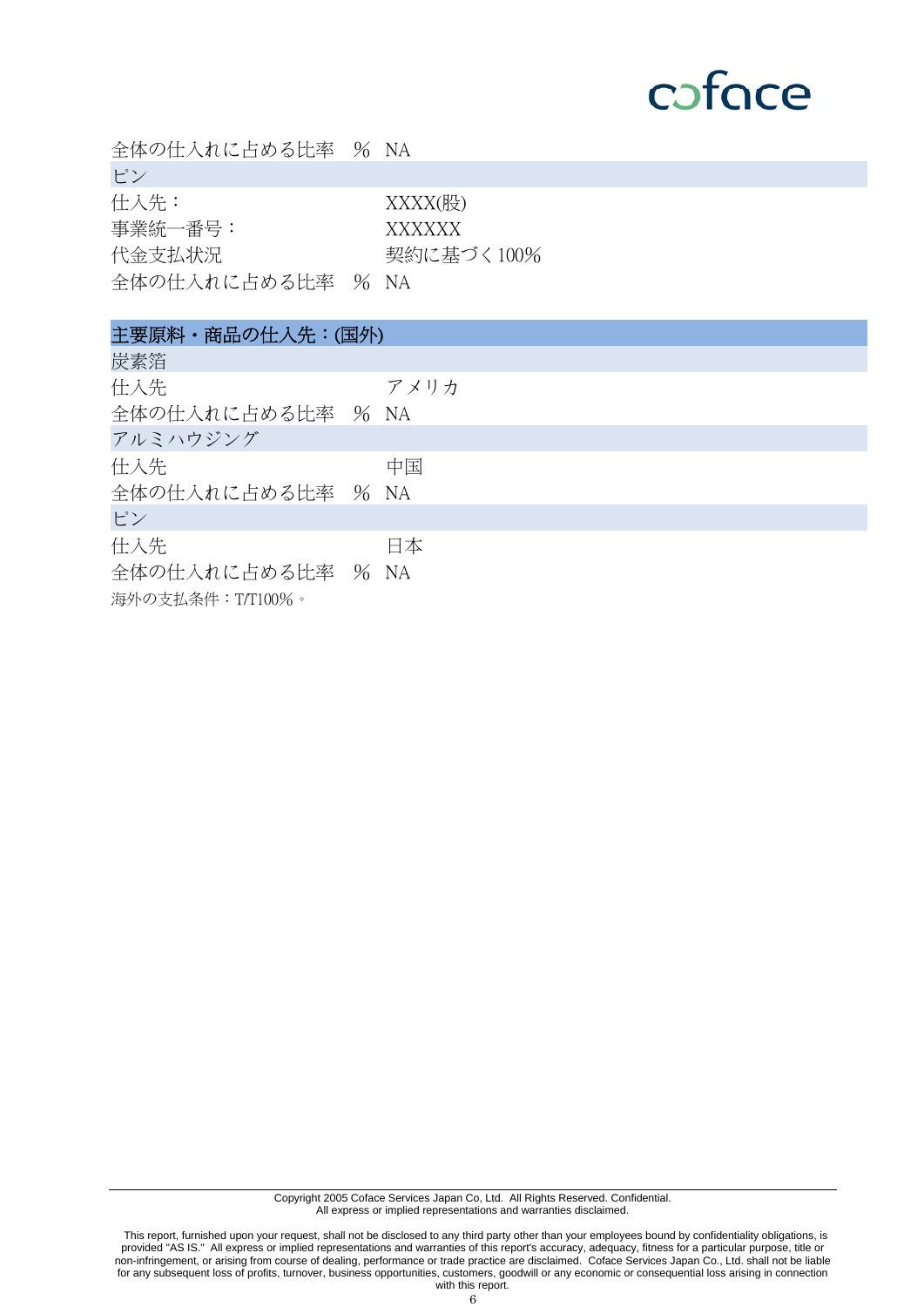全体の仕入れに占める比率　%　NA

**ピン**

| | |
|---|---|
| 仕入先： | XXXX(股) |
| 事業統一番号： | XXXXXX |
| 代金支払状況 | 契約に基づく100% |
| 全体の仕入れに占める比率　% | NA |

## 主要原料・商品の仕入先：(国外)

**炭素箔**

| | |
|---|---|
| 仕入先 | アメリカ |
| 全体の仕入れに占める比率　% | NA |

**アルミハウジング**

| | |
|---|---|
| 仕入先 | 中国 |
| 全体の仕入れに占める比率　% | NA |

**ピン**

| | |
|---|---|
| 仕入先 | 日本 |
| 全体の仕入れに占める比率　% | NA |

海外の支払条件：T/T100%。

Copyright 2005 Coface Services Japan Co, Ltd. All Rights Reserved. Confidential.
All express or implied representations and warranties disclaimed.

This report, furnished upon your request, shall not be disclosed to any third party other than your employees bound by confidentiality obligations, is provided "AS IS." All express or implied representations and warranties of this report's accuracy, adequacy, fitness for a particular purpose, title or non-infringement, or arising from course of dealing, performance or trade practice are disclaimed. Coface Services Japan Co., Ltd. shall not be liable for any subsequent loss of profits, turnover, business opportunities, customers, goodwill or any economic or consequential loss arising in connection with this report.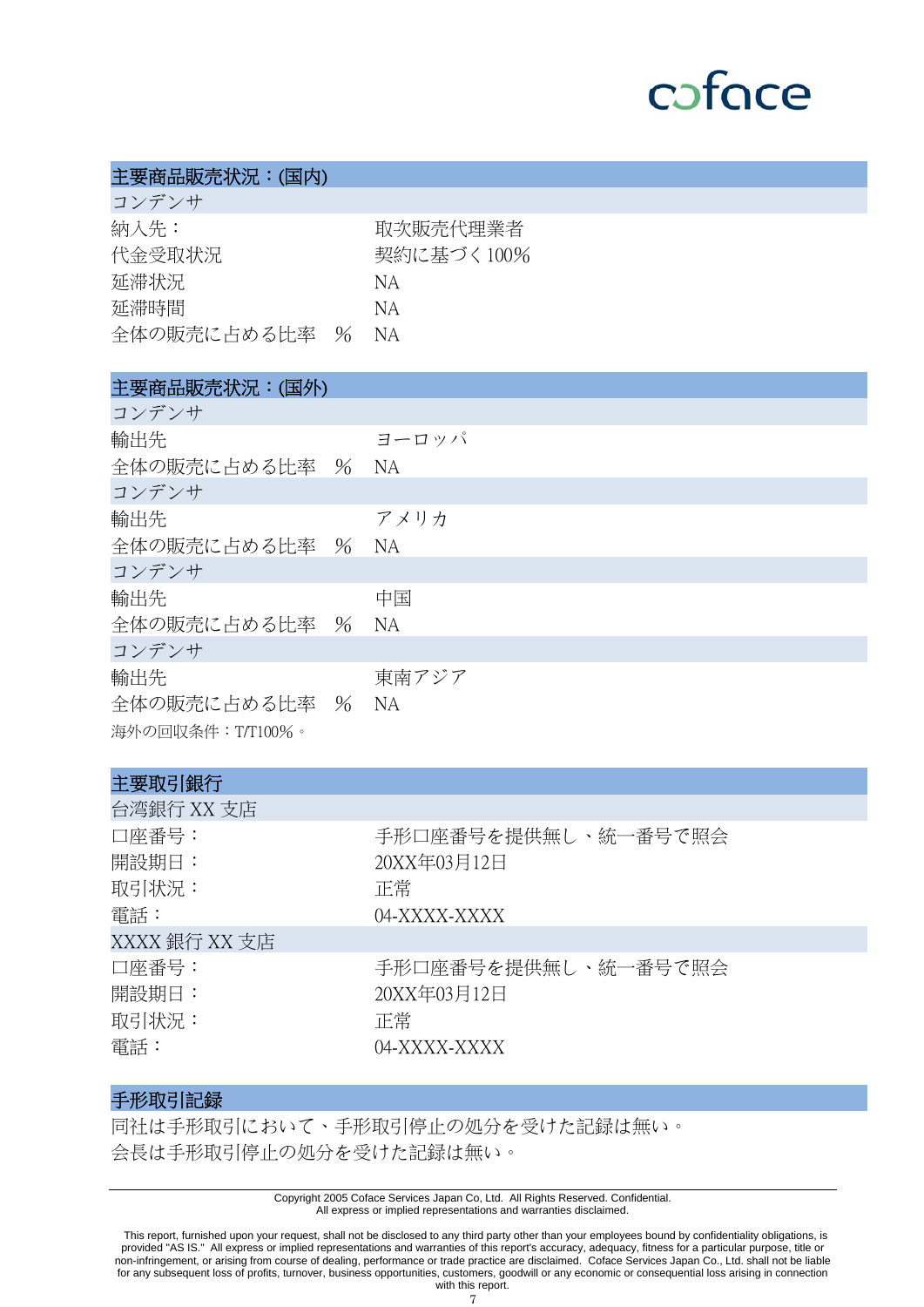## 主要商品販売状況：(国内)

| コンデンサ | |
|---|---|
| 納入先： | 取次販売代理業者 |
| 代金受取状況 | 契約に基づく100% |
| 延滞状況 | NA |
| 延滞時間 | NA |
| 全体の販売に占める比率　% | NA |

## 主要商品販売状況：(国外)

| コンデンサ | |
|---|---|
| 輸出先 | ヨーロッパ |
| 全体の販売に占める比率　% | NA |
| **コンデンサ** | |
| 輸出先 | アメリカ |
| 全体の販売に占める比率　% | NA |
| **コンデンサ** | |
| 輸出先 | 中国 |
| 全体の販売に占める比率　% | NA |
| **コンデンサ** | |
| 輸出先 | 東南アジア |
| 全体の販売に占める比率　% | NA |

海外の回収条件：T/T100%。

## 主要取引銀行

| 台湾銀行 XX 支店 | |
|---|---|
| 口座番号： | 手形口座番号を提供無し、統一番号で照会 |
| 開設期日： | 20XX年03月12日 |
| 取引状況： | 正常 |
| 電話： | 04-XXXX-XXXX |
| **XXXX 銀行 XX 支店** | |
| 口座番号： | 手形口座番号を提供無し、統一番号で照会 |
| 開設期日： | 20XX年03月12日 |
| 取引状況： | 正常 |
| 電話： | 04-XXXX-XXXX |

## 手形取引記録

同社は手形取引において、手形取引停止の処分を受けた記録は無い。
会長は手形取引停止の処分を受けた記録は無い。

Copyright 2005 Coface Services Japan Co, Ltd. All Rights Reserved. Confidential.
All express or implied representations and warranties disclaimed.

This report, furnished upon your request, shall not be disclosed to any third party other than your employees bound by confidentiality obligations, is provided "AS IS." All express or implied representations and warranties of this report's accuracy, adequacy, fitness for a particular purpose, title or non-infringement, or arising from course of dealing, performance or trade practice are disclaimed. Coface Services Japan Co., Ltd. shall not be liable for any subsequent loss of profits, turnover, business opportunities, customers, goodwill or any economic or consequential loss arising in connection with this report.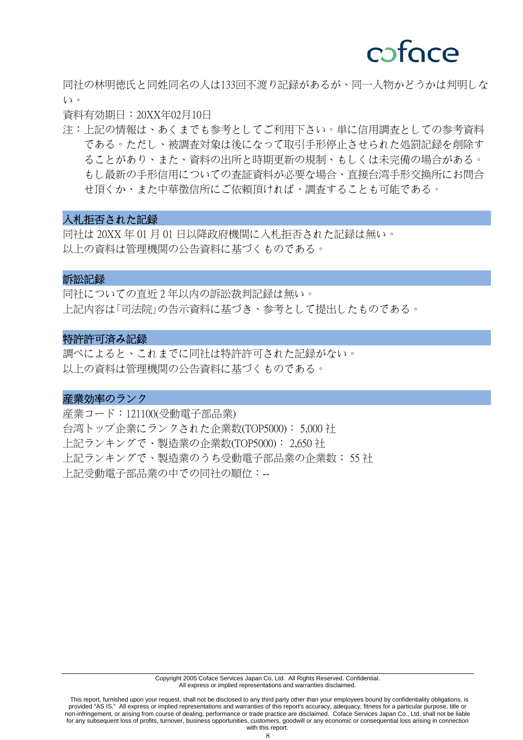同社の林明徳氏と同姓同名の人は133回不渡り記録があるが、同一人物かどうかは判明しない。

資料有効期日：20XX年02月10日

注：上記の情報は、あくまでも参考としてご利用下さい。単に信用調査としての参考資料である。ただし、被調査対象は後になって取引手形停止させられた処罰記録を削除することがあり、また、資料の出所と時期更新の規制、もしくは未完備の場合がある。もし最新の手形信用についての査証資料が必要な場合、直接台湾手形交換所にお問合せ頂くか、また中華徴信所にご依頼頂ければ、調査することも可能である。

## 入札拒否された記録

同社は 20XX 年 01 月 01 日以降政府機関に入札拒否された記録は無い。
以上の資料は管理機関の公告資料に基づくものである。

## 訴訟記録

同社についての直近 2 年以内の訴訟裁判記録は無い。
上記内容は｢司法院｣の告示資料に基づき、参考として提出したものである。

## 特許許可済み記録

調べによると、これまでに同社は特許許可された記録がない。
以上の資料は管理機関の公告資料に基づくものである。

## 産業効率のランク

産業コード：121100(受動電子部品業)
台湾トップ企業にランクされた企業数(TOP5000)： 5,000 社
上記ランキングで、製造業の企業数(TOP5000)： 2,650 社
上記ランキングで、製造業のうち受動電子部品業の企業数： 55 社
上記受動電子部品業の中での同社の順位：--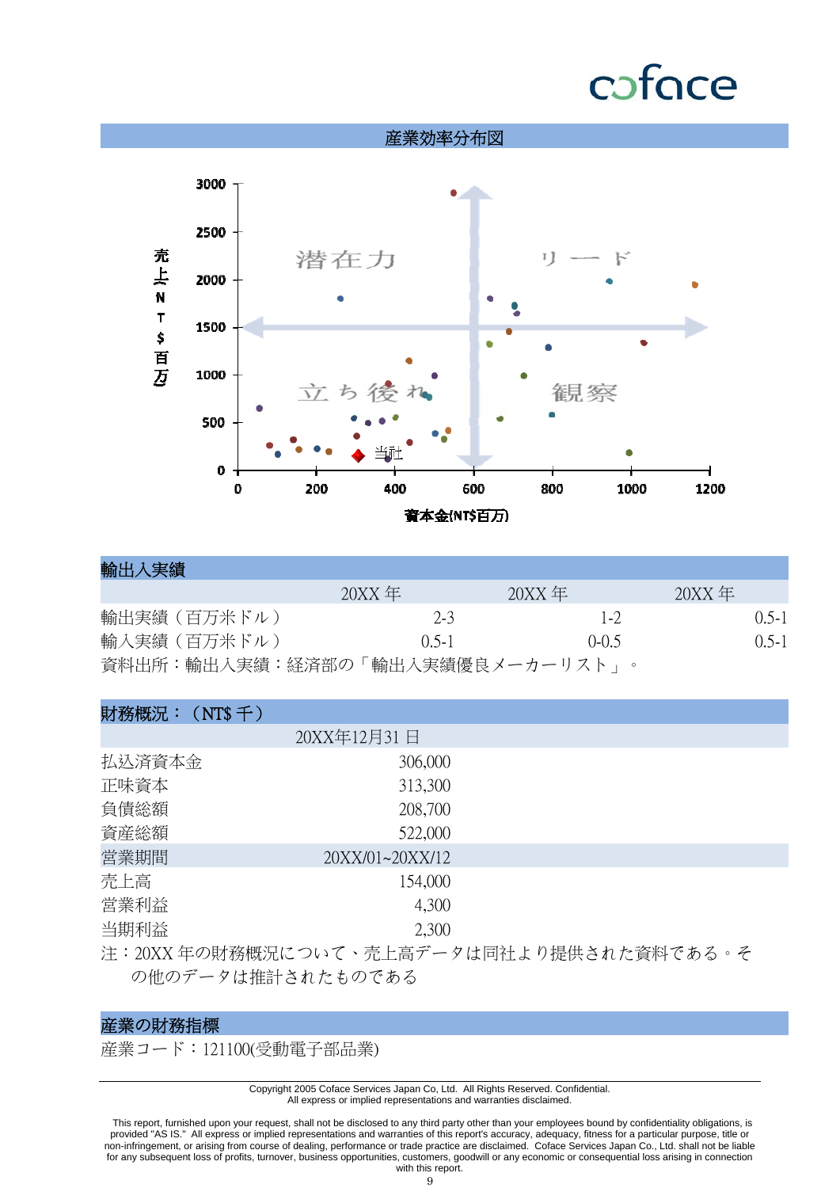## 産業効率分布図

売上(NT$百万)

3000
2500
2000
1500
1000
500
0

潜在力　　リード

立ち後れ　　観察

当社

0　200　400　600　800　1000　1200

資本金(NT$百万)

## 輸出入実績

| | 20XX 年 | 20XX 年 | 20XX 年 |
|---|---|---|---|
| 輸出実績（百万米ドル） | 2-3 | 1-2 | 0.5-1 |
| 輸入実績（百万米ドル） | 0.5-1 | 0-0.5 | 0.5-1 |

資料出所：輸出入実績：経済部の「輸出入実績優良メーカーリスト」。

## 財務概況：（NT$ 千）

| | 20XX年12月31 日 |
|---|---|
| 払込済資本金 | 306,000 |
| 正味資本 | 313,300 |
| 負債総額 | 208,700 |
| 資産総額 | 522,000 |
| 営業期間 | 20XX/01~20XX/12 |
| 売上高 | 154,000 |
| 営業利益 | 4,300 |
| 当期利益 | 2,300 |

注：20XX 年の財務概況について、売上高データは同社より提供された資料である。その他のデータは推計されたものである

## 産業の財務指標

産業コード：121100(受動電子部品業)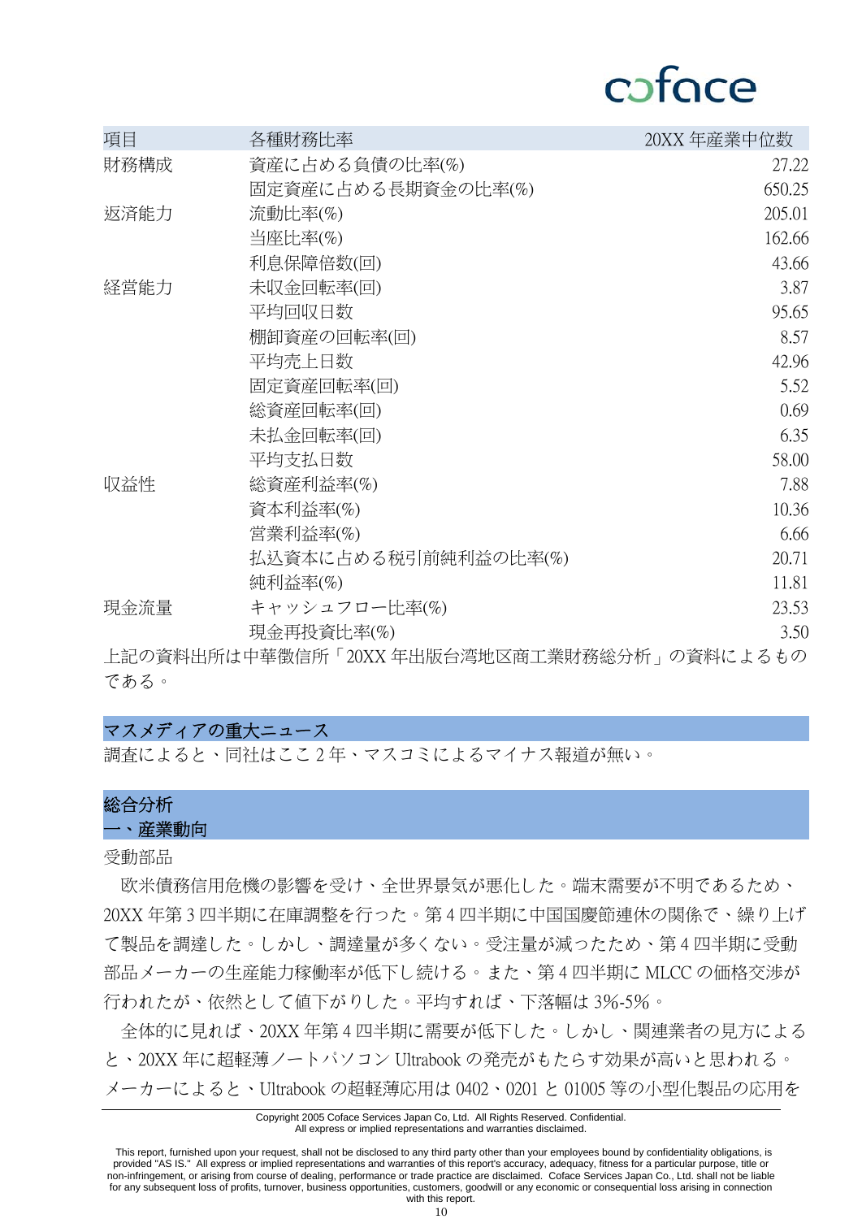| 項目 | 各種財務比率 | 20XX 年産業中位数 |
|---|---|---|
| 財務構成 | 資産に占める負債の比率(%) | 27.22 |
| | 固定資産に占める長期資金の比率(%) | 650.25 |
| 返済能力 | 流動比率(%) | 205.01 |
| | 当座比率(%) | 162.66 |
| | 利息保障倍数(回) | 43.66 |
| 経営能力 | 未収金回転率(回) | 3.87 |
| | 平均回収日数 | 95.65 |
| | 棚卸資産の回転率(回) | 8.57 |
| | 平均売上日数 | 42.96 |
| | 固定資産回転率(回) | 5.52 |
| | 総資産回転率(回) | 0.69 |
| | 未払金回転率(回) | 6.35 |
| | 平均支払日数 | 58.00 |
| 収益性 | 総資産利益率(%) | 7.88 |
| | 資本利益率(%) | 10.36 |
| | 営業利益率(%) | 6.66 |
| | 払込資本に占める税引前純利益の比率(%) | 20.71 |
| | 純利益率(%) | 11.81 |
| 現金流量 | キャッシュフロー比率(%) | 23.53 |
| | 現金再投資比率(%) | 3.50 |

上記の資料出所は中華徵信所「20XX 年出版台湾地区商工業財務総分析」の資料によるものである。

## マスメディアの重大ニュース

調査によると、同社はここ 2 年、マスコミによるマイナス報道が無い。

## 総合分析

### 一、産業動向

受動部品

欧米債務信用危機の影響を受け、全世界景気が悪化した。端末需要が不明であるため、20XX 年第 3 四半期に在庫調整を行った。第 4 四半期に中国国慶節連休の関係で、繰り上げて製品を調達した。しかし、調達量が多くない。受注量が減ったため、第 4 四半期に受動部品メーカーの生産能力稼働率が低下し続ける。また、第 4 四半期に MLCC の価格交渉が行われたが、依然として値下がりした。平均すれば、下落幅は 3%-5%。

全体的に見れば、20XX 年第 4 四半期に需要が低下した。しかし、関連業者の見方によると、20XX 年に超軽薄ノートパソコン Ultrabook の発売がもたらす効果が高いと思われる。メーカーによると、Ultrabook の超軽薄応用は 0402、0201 と 01005 等の小型化製品の応用を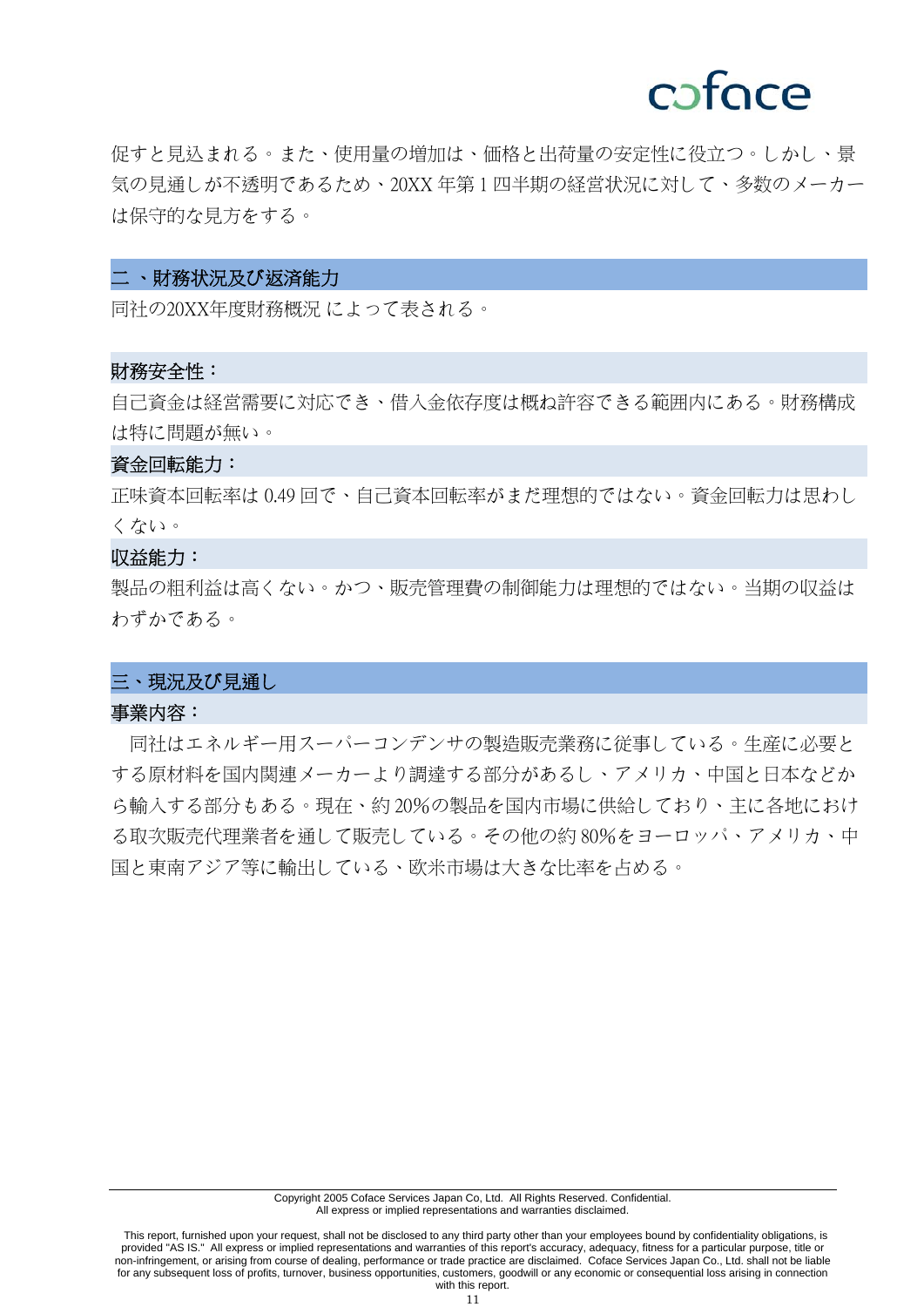促すと見込まれる。また、使用量の増加は、価格と出荷量の安定性に役立つ。しかし、景気の見通しが不透明であるため、20XX 年第 1 四半期の経営状況に対して、多数のメーカーは保守的な見方をする。

## 二 、財務状況及び返済能力

同社の20XX年度財務概況 によって表される。

### 財務安全性：

自己資金は経営需要に対応でき、借入金依存度は概ね許容できる範囲内にある。財務構成は特に問題が無い。

### 資金回転能力：

正味資本回転率は 0.49 回で、自己資本回転率がまだ理想的ではない。資金回転力は思わしくない。

### 収益能力：

製品の粗利益は高くない。かつ、販売管理費の制御能力は理想的ではない。当期の収益はわずかである。

## 三、現況及び見通し

### 事業内容：

同社はエネルギー用スーパーコンデンサの製造販売業務に従事している。生産に必要とする原材料を国内関連メーカーより調達する部分があるし、アメリカ、中国と日本などから輸入する部分もある。現在、約 20%の製品を国内市場に供給しており、主に各地における取次販売代理業者を通して販売している。その他の約 80%をヨーロッパ、アメリカ、中国と東南アジア等に輸出している、欧米市場は大きな比率を占める。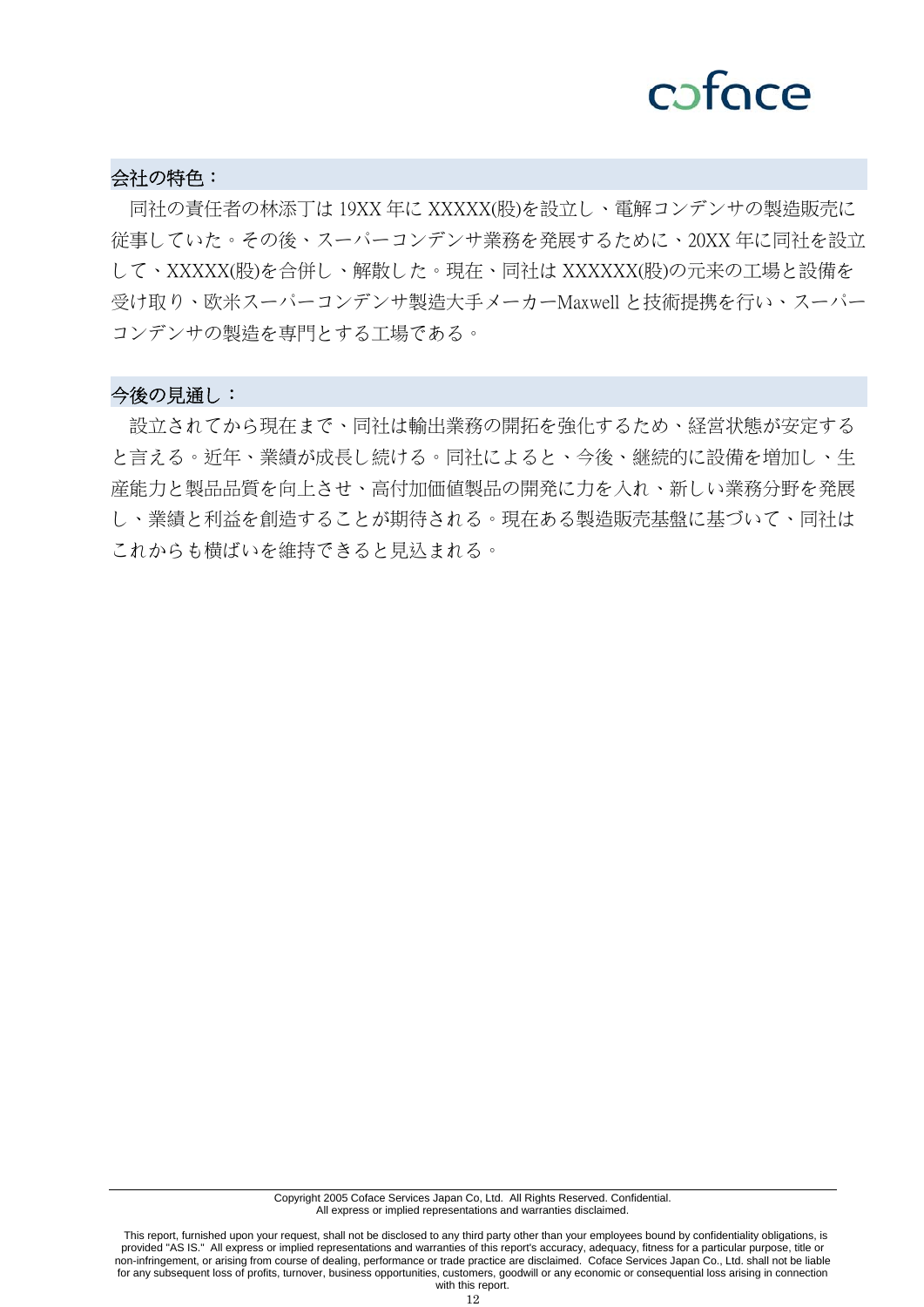## 会社の特色：

同社の責任者の林添丁は 19XX 年に XXXXX(股)を設立し、電解コンデンサの製造販売に従事していた。その後、スーパーコンデンサ業務を発展するために、20XX 年に同社を設立して、XXXXX(股)を合併し、解散した。現在、同社は XXXXXX(股)の元来の工場と設備を受け取り、欧米スーパーコンデンサ製造大手メーカーMaxwell と技術提携を行い、スーパーコンデンサの製造を専門とする工場である。

## 今後の見通し：

設立されてから現在まで、同社は輸出業務の開拓を強化するため、経営状態が安定すると言える。近年、業績が成長し続ける。同社によると、今後、継続的に設備を増加し、生産能力と製品品質を向上させ、高付加価値製品の開発に力を入れ、新しい業務分野を発展し、業績と利益を創造することが期待される。現在ある製造販売基盤に基づいて、同社はこれからも横ばいを維持できると見込まれる。

Copyright 2005 Coface Services Japan Co, Ltd. All Rights Reserved. Confidential.
All express or implied representations and warranties disclaimed.

This report, furnished upon your request, shall not be disclosed to any third party other than your employees bound by confidentiality obligations, is provided "AS IS." All express or implied representations and warranties of this report's accuracy, adequacy, fitness for a particular purpose, title or non-infringement, or arising from course of dealing, performance or trade practice are disclaimed. Coface Services Japan Co., Ltd. shall not be liable for any subsequent loss of profits, turnover, business opportunities, customers, goodwill or any economic or consequential loss arising in connection with this report.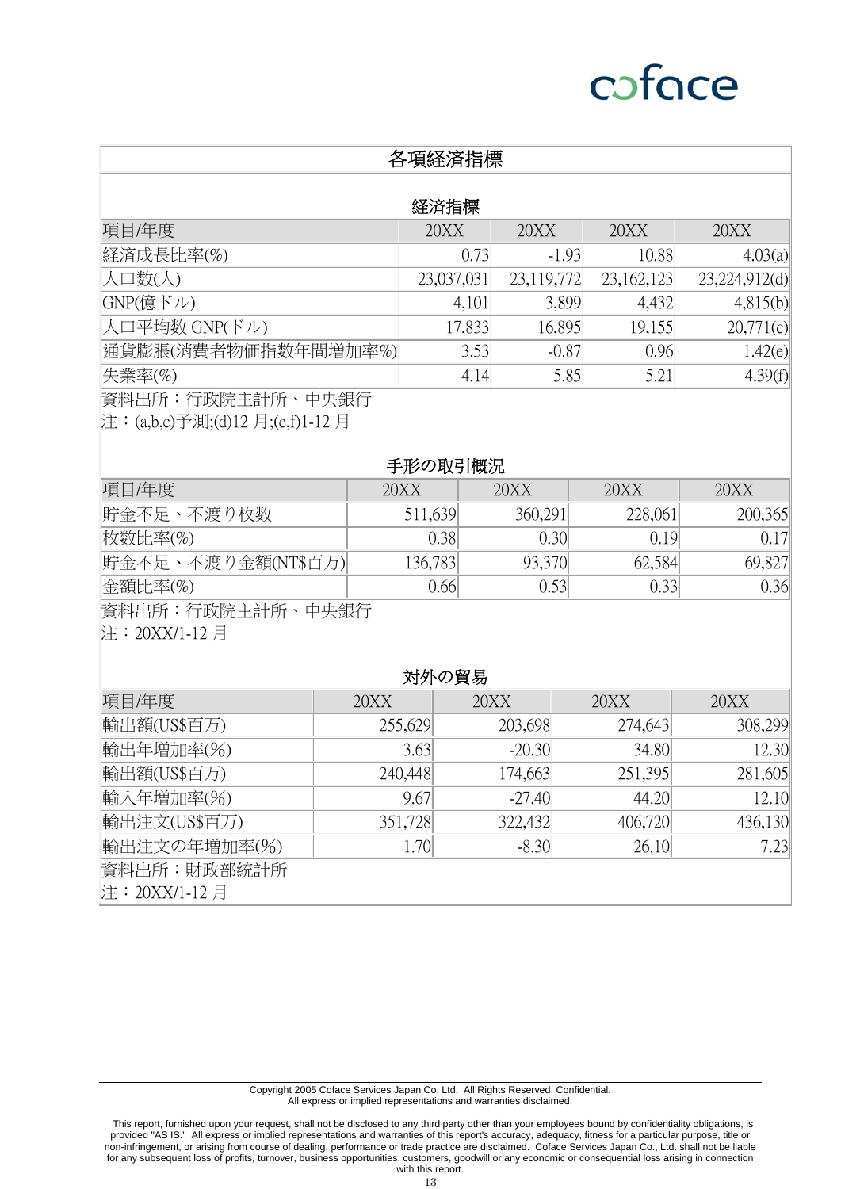## 各項経済指標

### 経済指標

| 項目/年度 | 20XX | 20XX | 20XX | 20XX |
|---|---|---|---|---|
| 経済成長比率(%) | 0.73 | -1.93 | 10.88 | 4.03(a) |
| 人口数(人) | 23,037,031 | 23,119,772 | 23,162,123 | 23,224,912(d) |
| GNP(億ドル) | 4,101 | 3,899 | 4,432 | 4,815(b) |
| 人口平均数 GNP(ドル) | 17,833 | 16,895 | 19,155 | 20,771(c) |
| 通貨膨脹(消費者物価指数年間増加率%) | 3.53 | -0.87 | 0.96 | 1.42(e) |
| 失業率(%) | 4.14 | 5.85 | 5.21 | 4.39(f) |

資料出所：行政院主計所、中央銀行
注：(a,b,c)予測;(d)12 月;(e,f)1-12 月

### 手形の取引概況

| 項目/年度 | 20XX | 20XX | 20XX | 20XX |
|---|---|---|---|---|
| 貯金不足、不渡り枚数 | 511,639 | 360,291 | 228,061 | 200,365 |
| 枚数比率(%) | 0.38 | 0.30 | 0.19 | 0.17 |
| 貯金不足、不渡り金額(NT$百万) | 136,783 | 93,370 | 62,584 | 69,827 |
| 金額比率(%) | 0.66 | 0.53 | 0.33 | 0.36 |

資料出所：行政院主計所、中央銀行
注：20XX/1-12 月

### 対外の貿易

| 項目/年度 | 20XX | 20XX | 20XX | 20XX |
|---|---|---|---|---|
| 輸出額(US$百万) | 255,629 | 203,698 | 274,643 | 308,299 |
| 輸出年増加率(%) | 3.63 | -20.30 | 34.80 | 12.30 |
| 輸出額(US$百万) | 240,448 | 174,663 | 251,395 | 281,605 |
| 輸入年増加率(%) | 9.67 | -27.40 | 44.20 | 12.10 |
| 輸出注文(US$百万) | 351,728 | 322,432 | 406,720 | 436,130 |
| 輸出注文の年増加率(%) | 1.70 | -8.30 | 26.10 | 7.23 |

資料出所：財政部統計所
注：20XX/1-12 月

Copyright 2005 Coface Services Japan Co, Ltd. All Rights Reserved. Confidential.
All express or implied representations and warranties disclaimed.

This report, furnished upon your request, shall not be disclosed to any third party other than your employees bound by confidentiality obligations, is provided "AS IS." All express or implied representations and warranties of this report's accuracy, adequacy, fitness for a particular purpose, title or non-infringement, or arising from course of dealing, performance or trade practice are disclaimed. Coface Services Japan Co., Ltd. shall not be liable for any subsequent loss of profits, turnover, business opportunities, customers, goodwill or any economic or consequential loss arising in connection with this report.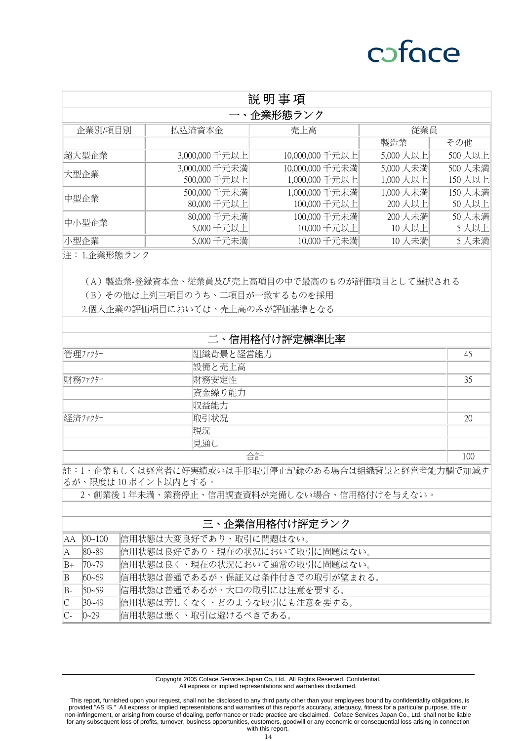# 説 明 事 項

## 一、企業形態ランク

| 企業別/項目別 | 払込済資本金 | 売上高 | 従業員 | |
|---|---|---|---|---|
| | | | 製造業 | その他 |
| 超大型企業 | 3,000,000 千元以上 | 10,000,000 千元以上 | 5,000 人以上 | 500 人以上 |
| 大型企業 | 3,000,000 千元未満<br>500,000 千元以上 | 10,000,000 千元未満<br>1,000,000 千元以上 | 5,000 人未満<br>1,000 人以上 | 500 人未満<br>150 人以上 |
| 中型企業 | 500,000 千元未満<br>80,000 千元以上 | 1,000,000 千元未満<br>100,000 千元以上 | 1,000 人未満<br>200 人以上 | 150 人未満<br>50 人以上 |
| 中小型企業 | 80,000 千元未満<br>5,000 千元以上 | 100,000 千元未満<br>10,000 千元以上 | 200 人未満<br>10 人以上 | 50 人未満<br>5 人以上 |
| 小型企業 | 5,000 千元未満 | 10,000 千元未満 | 10 人未満 | 5 人未満 |

注：1.企業形態ランク

（A）製造業-登録資本金、従業員及び売上高項目の中で最高のものが評価項目として選択される
（B）その他は上列三項目のうち、二項目が一致するものを採用
2.個人企業の評価項目においては、売上高のみが評価基準となる

## 二、信用格付け評定標準比率

| | | |
|---|---|---|
| 管理ﾌｧｸﾀｰ | 組織背景と経営能力 | 45 |
| | 設備と売上高 | |
| 財務ﾌｧｸﾀｰ | 財務安定性 | 35 |
| | 資金繰り能力 | |
| | 収益能力 | |
| 経済ﾌｧｸﾀｰ | 取引状況 | 20 |
| | 現況 | |
| | 見通し | |
| | 合計 | 100 |

註：1、企業もしくは経営者に好実績或いは手形取引停止記録のある場合は組織背景と経営者能力欄で加減するが、限度は 10 ポイント以内とする。

2、創業後 1 年未満、業務停止、信用調査資料が完備しない場合、信用格付けを与えない。

## 三、企業信用格付け評定ランク

| | | |
|---|---|---|
| AA | 90~100 | 信用状態は大変良好であり、取引に問題はない。 |
| A | 80~89 | 信用状態は良好であり、現在の状況において取引に問題はない。 |
| B+ | 70~79 | 信用状態は良く、現在の状況において通常の取引に問題はない。 |
| B | 60~69 | 信用状態は普通であるが、保証又は条件付きでの取引が望まれる。 |
| B- | 50~59 | 信用状態は普通であるが、大口の取引には注意を要する。 |
| C | 30~49 | 信用状態は芳しくなく、どのような取引にも注意を要する。 |
| C- | 0~29 | 信用状態は悪く、取引は避けるべきである。 |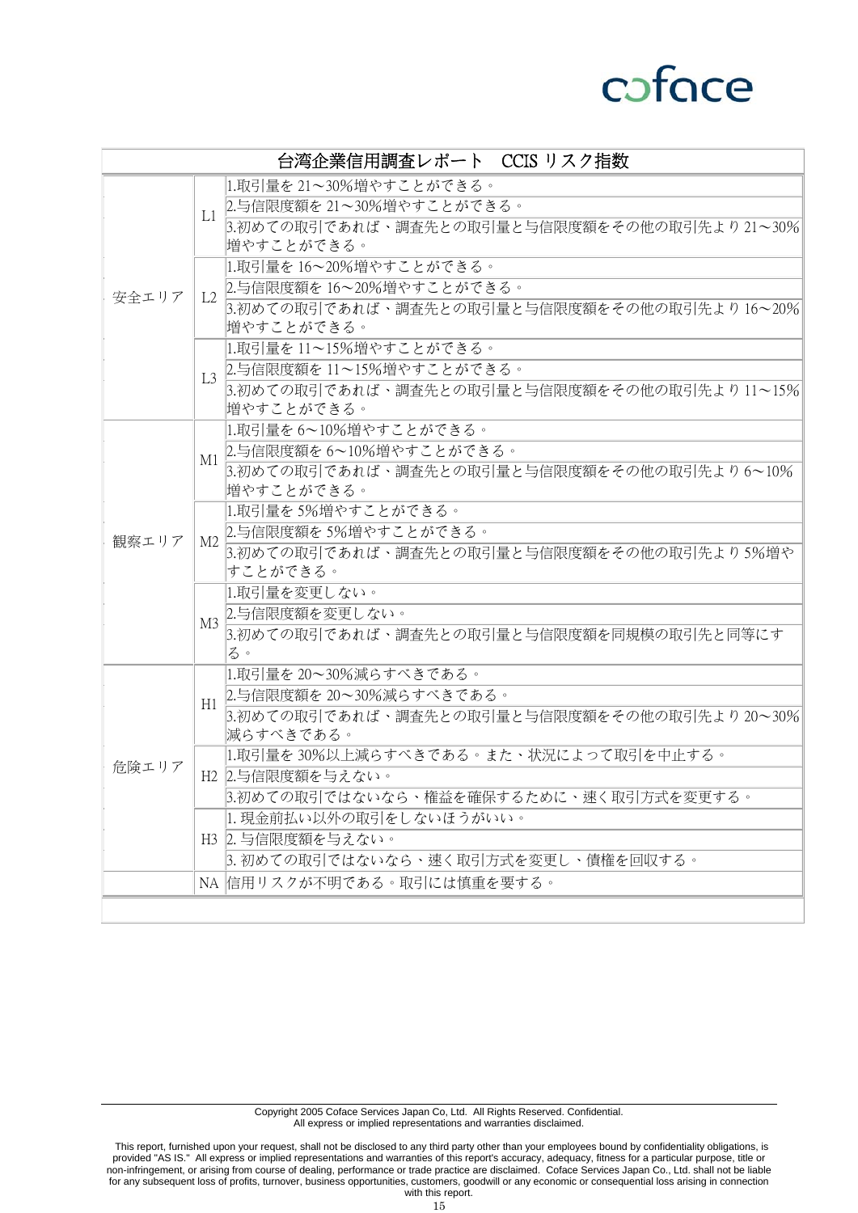## 台湾企業信用調査レポート　CCIS リスク指数

| | | |
|---|---|---|
| 安全エリア | L1 | 1.取引量を 21～30%増やすことができる。 |
| | | 2.与信限度額を 21～30%増やすことができる。 |
| | | 3.初めての取引であれば、調査先との取引量と与信限度額をその他の取引先より 21～30%増やすことができる。 |
| | L2 | 1.取引量を 16～20%増やすことができる。 |
| | | 2.与信限度額を 16～20%増やすことができる。 |
| | | 3.初めての取引であれば、調査先との取引量と与信限度額をその他の取引先より 16～20%増やすことができる。 |
| | L3 | 1.取引量を 11～15%増やすことができる。 |
| | | 2.与信限度額を 11～15%増やすことができる。 |
| | | 3.初めての取引であれば、調査先との取引量と与信限度額をその他の取引先より 11～15%増やすことができる。 |
| 観察エリア | M1 | 1.取引量を 6～10%増やすことができる。 |
| | | 2.与信限度額を 6～10%増やすことができる。 |
| | | 3.初めての取引であれば、調査先との取引量と与信限度額をその他の取引先より 6～10%増やすことができる。 |
| | M2 | 1.取引量を 5%増やすことができる。 |
| | | 2.与信限度額を 5%増やすことができる。 |
| | | 3.初めての取引であれば、調査先との取引量と与信限度額をその他の取引先より 5%増やすことができる。 |
| | M3 | 1.取引量を変更しない。 |
| | | 2.与信限度額を変更しない。 |
| | | 3.初めての取引であれば、調査先との取引量と与信限度額を同規模の取引先と同等にする。 |
| 危険エリア | H1 | 1.取引量を 20～30%減らすべきである。 |
| | | 2.与信限度額を 20～30%減らすべきである。 |
| | | 3.初めての取引であれば、調査先との取引量と与信限度額をその他の取引先より 20～30%減らすべきである。 |
| | H2 | 1.取引量を 30%以上減らすべきである。また、状況によって取引を中止する。 |
| | | 2.与信限度額を与えない。 |
| | | 3.初めての取引ではないなら、権益を確保するために、速く取引方式を変更する。 |
| | H3 | 1. 現金前払い以外の取引をしないほうがいい。 |
| | | 2. 与信限度額を与えない。 |
| | | 3. 初めての取引ではないなら、速く取引方式を変更し、債権を回収する。 |
| | NA | 信用リスクが不明である。取引には慎重を要する。 |

Copyright 2005 Coface Services Japan Co, Ltd. All Rights Reserved. Confidential.
All express or implied representations and warranties disclaimed.

This report, furnished upon your request, shall not be disclosed to any third party other than your employees bound by confidentiality obligations, is provided "AS IS." All express or implied representations and warranties of this report's accuracy, adequacy, fitness for a particular purpose, title or non-infringement, or arising from course of dealing, performance or trade practice are disclaimed. Coface Services Japan Co., Ltd. shall not be liable for any subsequent loss of profits, turnover, business opportunities, customers, goodwill or any economic or consequential loss arising in connection with this report.